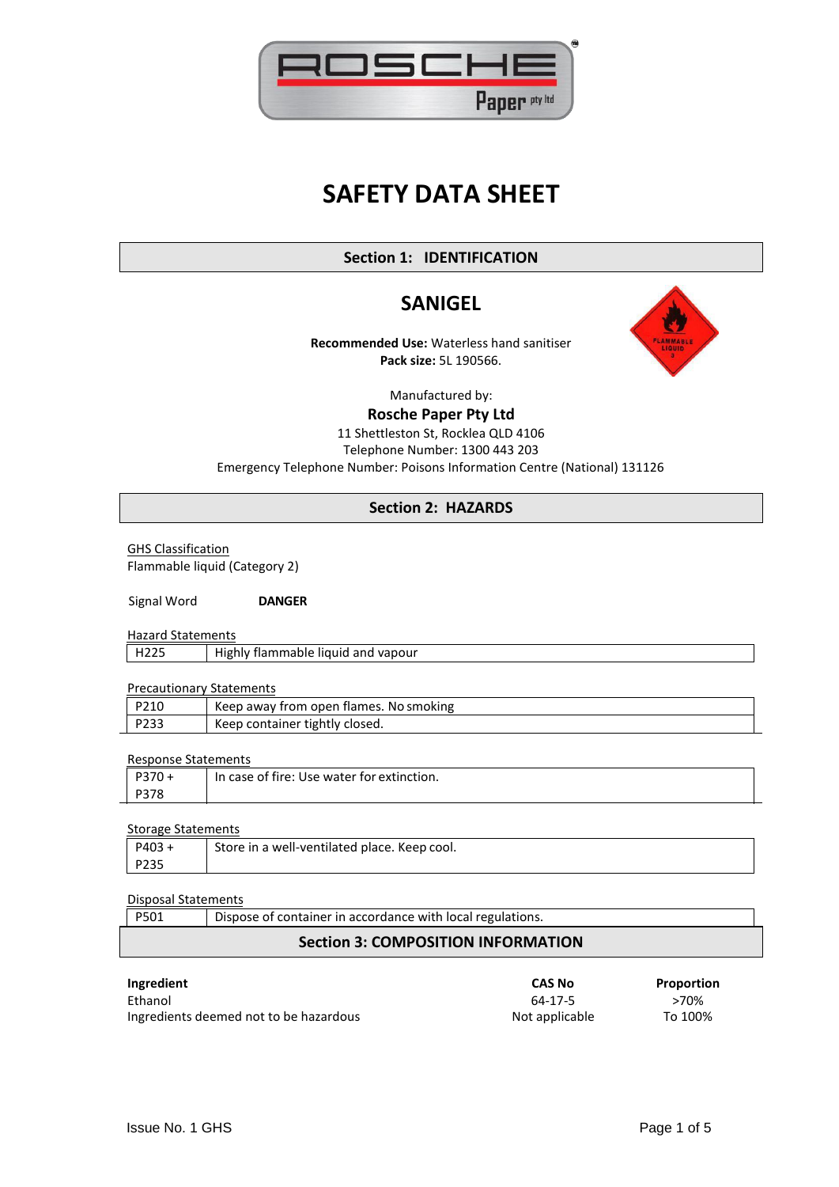# SAFETY DATA SHEET

## Section 1: IDENTIFICATION

### SANIGEL

**Recommended Use:** Waterless hand sanitiser
**Pack size:** 5L 190566.

Manufactured by:
**Rosche Paper Pty Ltd**
11 Shettleston St, Rocklea QLD 4106
Telephone Number: 1300 443 203
Emergency Telephone Number: Poisons Information Centre (National) 131126

## Section 2: HAZARDS

GHS Classification
Flammable liquid (Category 2)

Signal Word **DANGER**

Hazard Statements

| | |
|---|---|
| H225 | Highly flammable liquid and vapour |

Precautionary Statements

| | |
|---|---|
| P210 | Keep away from open flames. No smoking |
| P233 | Keep container tightly closed. |

Response Statements

| | |
|---|---|
| P370 + P378 | In case of fire: Use water for extinction. |

Storage Statements

| | |
|---|---|
| P403 + P235 | Store in a well-ventilated place. Keep cool. |

Disposal Statements

| | |
|---|---|
| P501 | Dispose of container in accordance with local regulations. |

## Section 3: COMPOSITION INFORMATION

| Ingredient | CAS No | Proportion |
|---|---|---|
| Ethanol | 64-17-5 | >70% |
| Ingredients deemed not to be hazardous | Not applicable | To 100% |

Issue No. 1 GHS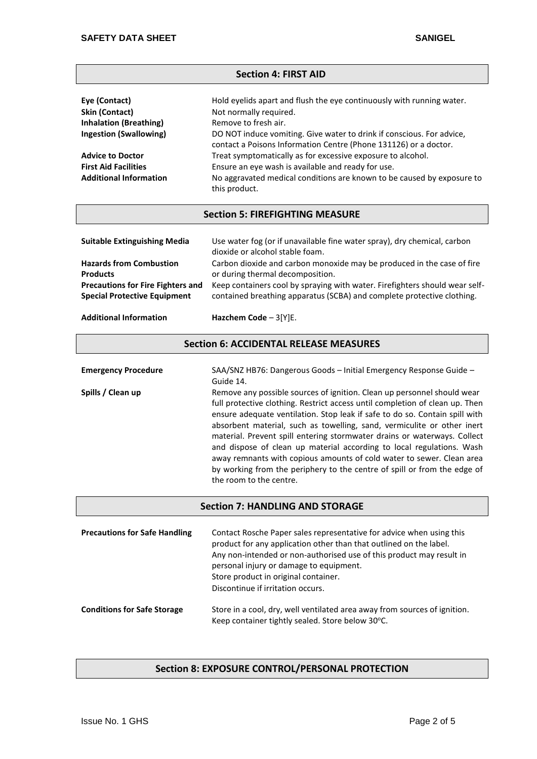## Section 4: FIRST AID

| | |
|---|---|
| **Eye (Contact)** | Hold eyelids apart and flush the eye continuously with running water. |
| **Skin (Contact)** | Not normally required. |
| **Inhalation (Breathing)** | Remove to fresh air. |
| **Ingestion (Swallowing)** | DO NOT induce vomiting. Give water to drink if conscious. For advice, contact a Poisons Information Centre (Phone 131126) or a doctor. |
| **Advice to Doctor** | Treat symptomatically as for excessive exposure to alcohol. |
| **First Aid Facilities** | Ensure an eye wash is available and ready for use. |
| **Additional Information** | No aggravated medical conditions are known to be caused by exposure to this product. |

## Section 5: FIREFIGHTING MEASURE

| | |
|---|---|
| **Suitable Extinguishing Media** | Use water fog (or if unavailable fine water spray), dry chemical, carbon dioxide or alcohol stable foam. |
| **Hazards from Combustion Products** | Carbon dioxide and carbon monoxide may be produced in the case of fire or during thermal decomposition. |
| **Precautions for Fire Fighters and Special Protective Equipment** | Keep containers cool by spraying with water. Firefighters should wear self-contained breathing apparatus (SCBA) and complete protective clothing. |
| **Additional Information** | **Hazchem Code** – 3[Y]E. |

## Section 6: ACCIDENTAL RELEASE MEASURES

| | |
|---|---|
| **Emergency Procedure** | SAA/SNZ HB76: Dangerous Goods – Initial Emergency Response Guide – Guide 14. |
| **Spills / Clean up** | Remove any possible sources of ignition. Clean up personnel should wear full protective clothing. Restrict access until completion of clean up. Then ensure adequate ventilation. Stop leak if safe to do so. Contain spill with absorbent material, such as towelling, sand, vermiculite or other inert material. Prevent spill entering stormwater drains or waterways. Collect and dispose of clean up material according to local regulations. Wash away remnants with copious amounts of cold water to sewer. Clean area by working from the periphery to the centre of spill or from the edge of the room to the centre. |

## Section 7: HANDLING AND STORAGE

| | |
|---|---|
| **Precautions for Safe Handling** | Contact Rosche Paper sales representative for advice when using this product for any application other than that outlined on the label. Any non-intended or non-authorised use of this product may result in personal injury or damage to equipment.<br>Store product in original container.<br>Discontinue if irritation occurs. |
| **Conditions for Safe Storage** | Store in a cool, dry, well ventilated area away from sources of ignition. Keep container tightly sealed. Store below 30°C. |

## Section 8: EXPOSURE CONTROL/PERSONAL PROTECTION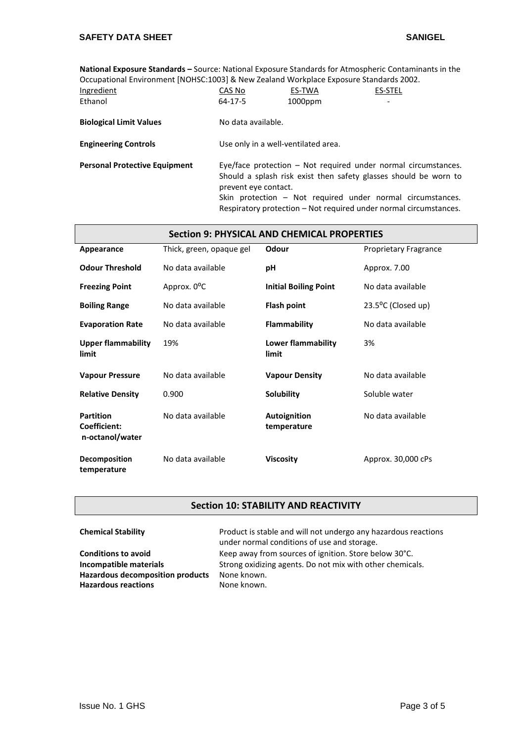**National Exposure Standards –** Source: National Exposure Standards for Atmospheric Contaminants in the Occupational Environment [NOHSC:1003] & New Zealand Workplace Exposure Standards 2002.

| Ingredient | CAS No | ES-TWA | ES-STEL |
|---|---|---|---|
| Ethanol | 64-17-5 | 1000ppm | - |

**Biological Limit Values** No data available.

**Engineering Controls** Use only in a well-ventilated area.

**Personal Protective Equipment** Eye/face protection – Not required under normal circumstances. Should a splash risk exist then safety glasses should be worn to prevent eye contact.
Skin protection – Not required under normal circumstances.
Respiratory protection – Not required under normal circumstances.

## Section 9: PHYSICAL AND CHEMICAL PROPERTIES

| | | | |
|---|---|---|---|
| **Appearance** | Thick, green, opaque gel | **Odour** | Proprietary Fragrance |
| **Odour Threshold** | No data available | **pH** | Approx. 7.00 |
| **Freezing Point** | Approx. 0°C | **Initial Boiling Point** | No data available |
| **Boiling Range** | No data available | **Flash point** | 23.5°C (Closed up) |
| **Evaporation Rate** | No data available | **Flammability** | No data available |
| **Upper flammability limit** | 19% | **Lower flammability limit** | 3% |
| **Vapour Pressure** | No data available | **Vapour Density** | No data available |
| **Relative Density** | 0.900 | **Solubility** | Soluble water |
| **Partition Coefficient: n-octanol/water** | No data available | **Autoignition temperature** | No data available |
| **Decomposition temperature** | No data available | **Viscosity** | Approx. 30,000 cPs |

## Section 10: STABILITY AND REACTIVITY

**Chemical Stability** Product is stable and will not undergo any hazardous reactions under normal conditions of use and storage.

**Conditions to avoid** Keep away from sources of ignition. Store below 30°C.

**Incompatible materials** Strong oxidizing agents. Do not mix with other chemicals.

**Hazardous decomposition products** None known.

**Hazardous reactions** None known.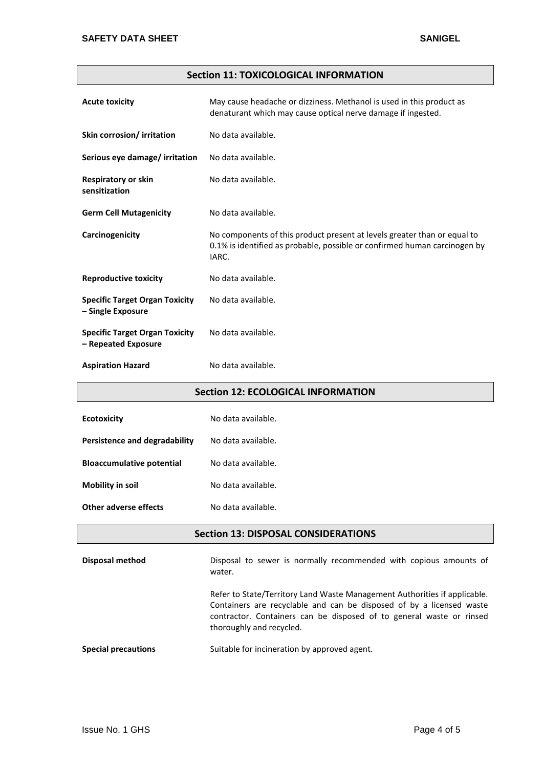## Section 11: TOXICOLOGICAL INFORMATION

| | |
|---|---|
| **Acute toxicity** | May cause headache or dizziness. Methanol is used in this product as denaturant which may cause optical nerve damage if ingested. |
| **Skin corrosion/ irritation** | No data available. |
| **Serious eye damage/ irritation** | No data available. |
| **Respiratory or skin sensitization** | No data available. |
| **Germ Cell Mutagenicity** | No data available. |
| **Carcinogenicity** | No components of this product present at levels greater than or equal to 0.1% is identified as probable, possible or confirmed human carcinogen by IARC. |
| **Reproductive toxicity** | No data available. |
| **Specific Target Organ Toxicity – Single Exposure** | No data available. |
| **Specific Target Organ Toxicity – Repeated Exposure** | No data available. |
| **Aspiration Hazard** | No data available. |

## Section 12: ECOLOGICAL INFORMATION

| | |
|---|---|
| **Ecotoxicity** | No data available. |
| **Persistence and degradability** | No data available. |
| **BIoaccumulative potential** | No data available. |
| **Mobility in soil** | No data available. |
| **Other adverse effects** | No data available. |

## Section 13: DISPOSAL CONSIDERATIONS

| | |
|---|---|
| **Disposal method** | Disposal to sewer is normally recommended with copious amounts of water.<br><br>Refer to State/Territory Land Waste Management Authorities if applicable. Containers are recyclable and can be disposed of by a licensed waste contractor. Containers can be disposed of to general waste or rinsed thoroughly and recycled. |
| **Special precautions** | Suitable for incineration by approved agent. |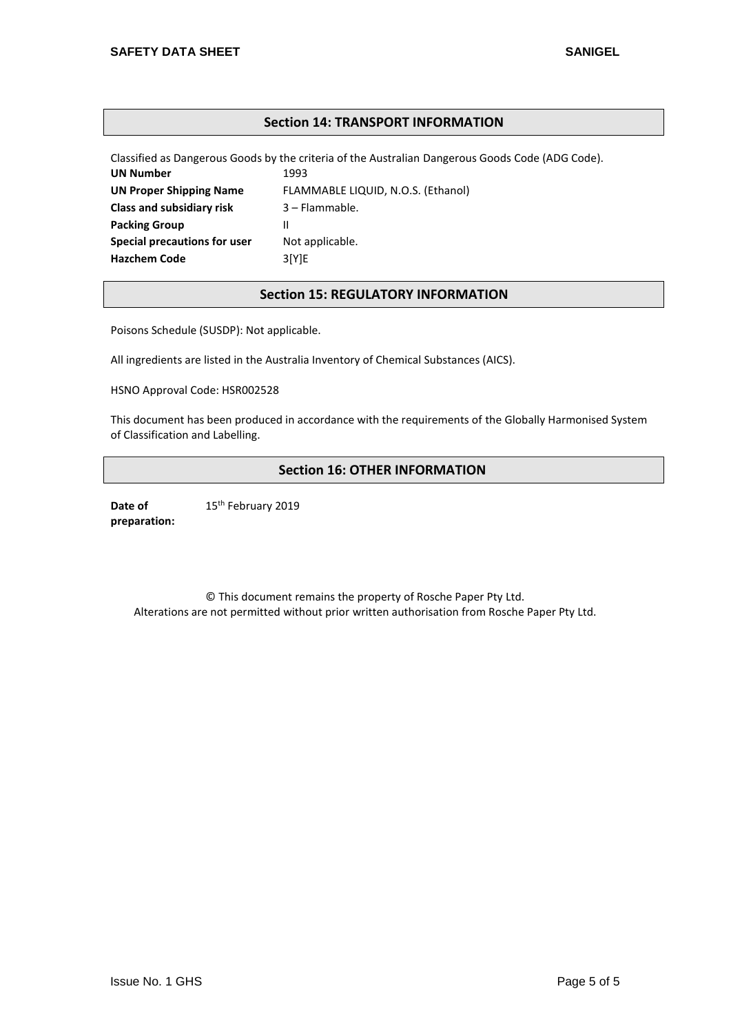## Section 14: TRANSPORT INFORMATION

Classified as Dangerous Goods by the criteria of the Australian Dangerous Goods Code (ADG Code).

| | |
|---|---|
| **UN Number** | 1993 |
| **UN Proper Shipping Name** | FLAMMABLE LIQUID, N.O.S. (Ethanol) |
| **Class and subsidiary risk** | 3 – Flammable. |
| **Packing Group** | II |
| **Special precautions for user** | Not applicable. |
| **Hazchem Code** | 3[Y]E |

## Section 15: REGULATORY INFORMATION

Poisons Schedule (SUSDP): Not applicable.

All ingredients are listed in the Australia Inventory of Chemical Substances (AICS).

HSNO Approval Code: HSR002528

This document has been produced in accordance with the requirements of the Globally Harmonised System of Classification and Labelling.

## Section 16: OTHER INFORMATION

**Date of preparation:** 15th February 2019

© This document remains the property of Rosche Paper Pty Ltd.
Alterations are not permitted without prior written authorisation from Rosche Paper Pty Ltd.